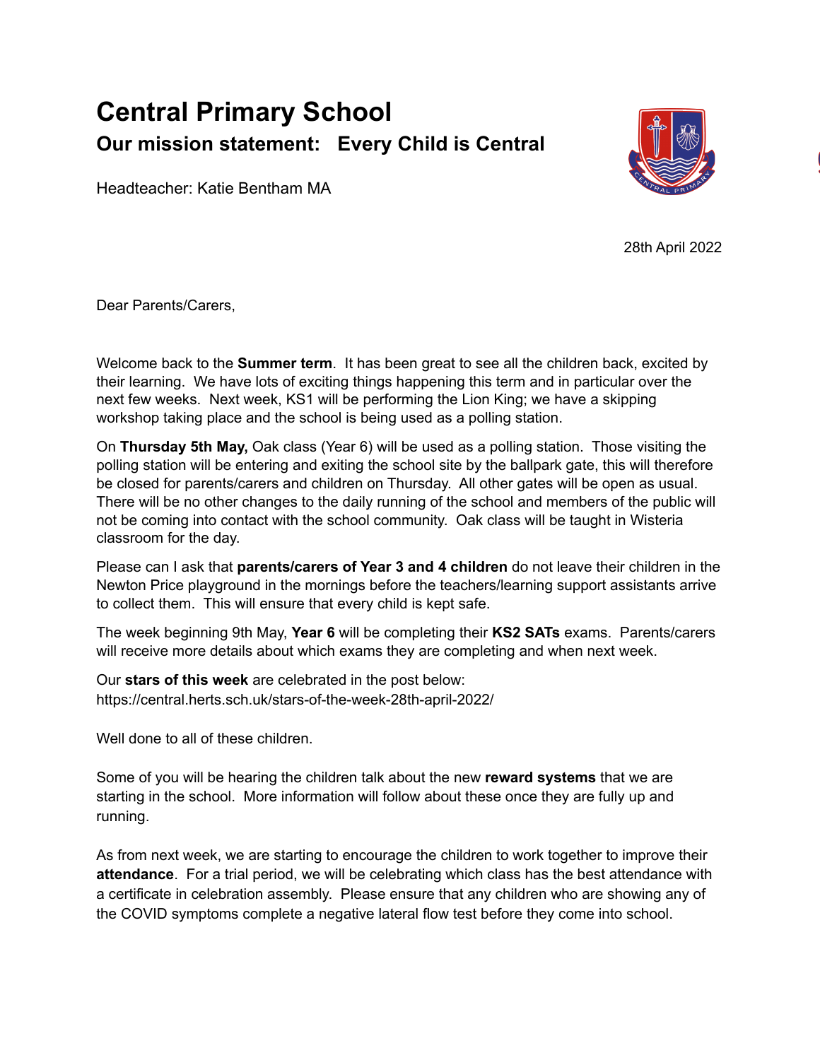# Central Primary School

## Our mission statement: Every Child is Central

Headteacher: Katie Bentham MA

28th April 2022

Dear Parents/Carers,

Welcome back to the **Summer term**. It has been great to see all the children back, excited by their learning. We have lots of exciting things happening this term and in particular over the next few weeks. Next week, KS1 will be performing the Lion King; we have a skipping workshop taking place and the school is being used as a polling station.

On **Thursday 5th May,** Oak class (Year 6) will be used as a polling station. Those visiting the polling station will be entering and exiting the school site by the ballpark gate, this will therefore be closed for parents/carers and children on Thursday. All other gates will be open as usual. There will be no other changes to the daily running of the school and members of the public will not be coming into contact with the school community. Oak class will be taught in Wisteria classroom for the day.

Please can I ask that **parents/carers of Year 3 and 4 children** do not leave their children in the Newton Price playground in the mornings before the teachers/learning support assistants arrive to collect them. This will ensure that every child is kept safe.

The week beginning 9th May, **Year 6** will be completing their **KS2 SATs** exams. Parents/carers will receive more details about which exams they are completing and when next week.

Our **stars of this week** are celebrated in the post below:
https://central.herts.sch.uk/stars-of-the-week-28th-april-2022/

Well done to all of these children.

Some of you will be hearing the children talk about the new **reward systems** that we are starting in the school. More information will follow about these once they are fully up and running.

As from next week, we are starting to encourage the children to work together to improve their **attendance**. For a trial period, we will be celebrating which class has the best attendance with a certificate in celebration assembly. Please ensure that any children who are showing any of the COVID symptoms complete a negative lateral flow test before they come into school.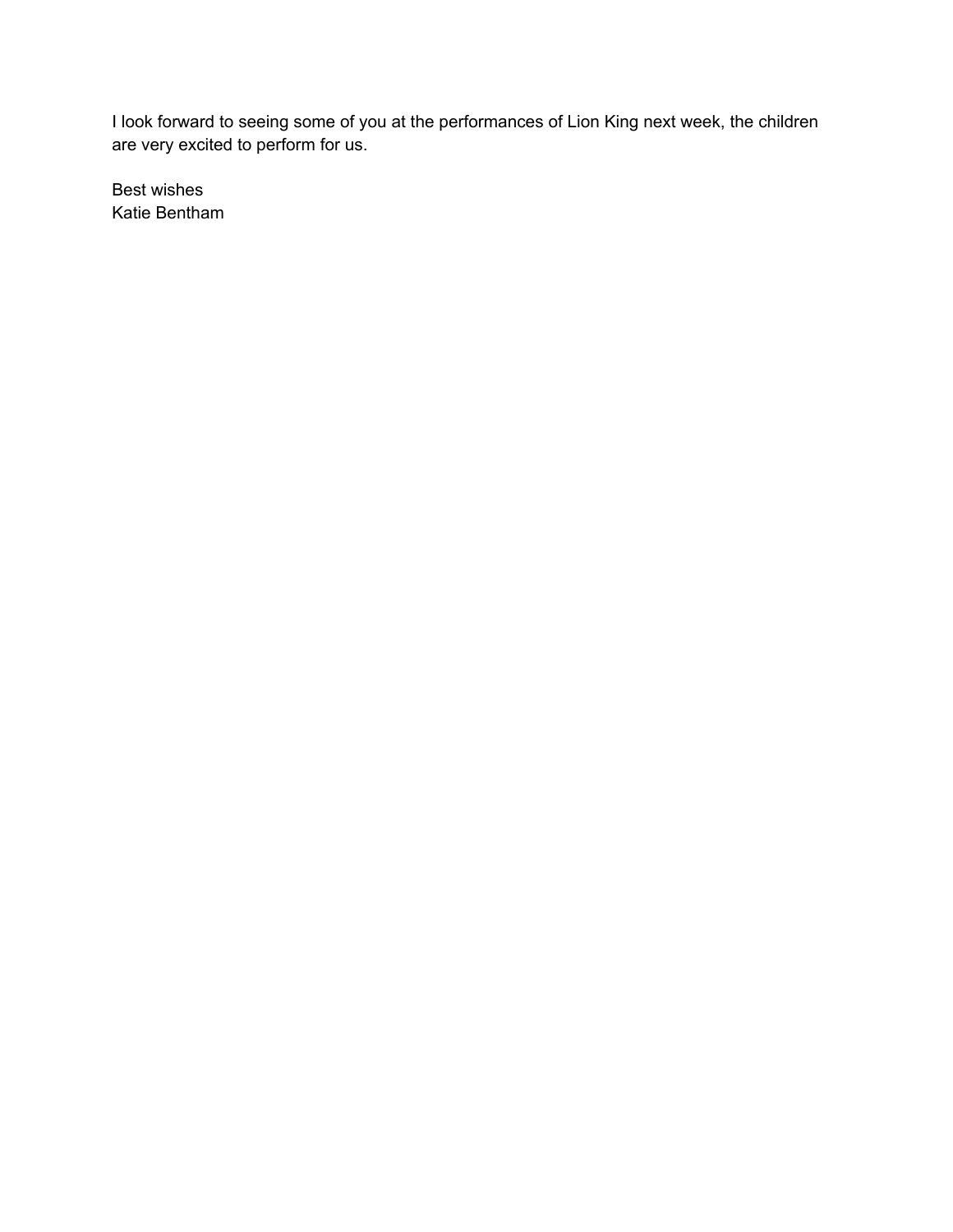I look forward to seeing some of you at the performances of Lion King next week, the children are very excited to perform for us.

Best wishes
Katie Bentham